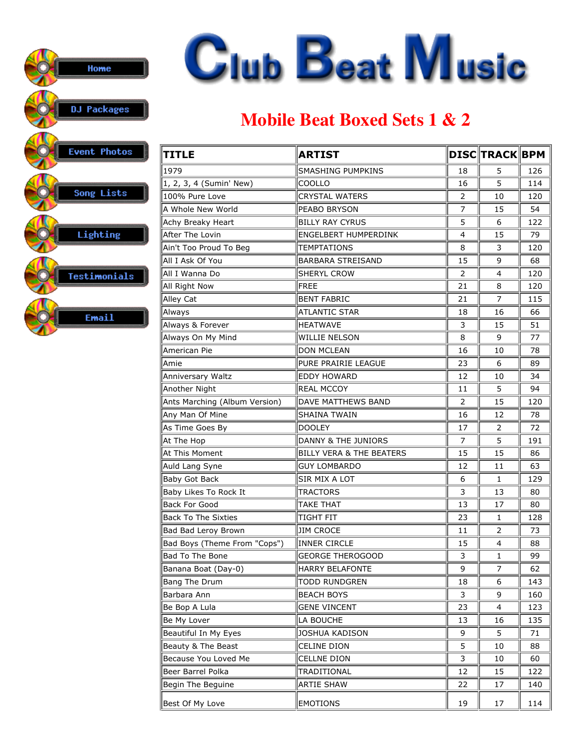# Club Beat Music

- Home
- DJ Packages
- Event Photos
- Song Lists
- Lighting
- Testimonials
- Email

## Mobile Beat Boxed Sets 1 & 2

| TITLE | ARTIST | DISC | TRACK | BPM |
|---|---|---|---|---|
| 1979 | SMASHING PUMPKINS | 18 | 5 | 126 |
| 1, 2, 3, 4 (Sumin' New) | COOLLO | 16 | 5 | 114 |
| 100% Pure Love | CRYSTAL WATERS | 2 | 10 | 120 |
| A Whole New World | PEABO BRYSON | 7 | 15 | 54 |
| Achy Breaky Heart | BILLY RAY CYRUS | 5 | 6 | 122 |
| After The Lovin | ENGELBERT HUMPERDINK | 4 | 15 | 79 |
| Ain't Too Proud To Beg | TEMPTATIONS | 8 | 3 | 120 |
| All I Ask Of You | BARBARA STREISAND | 15 | 9 | 68 |
| All I Wanna Do | SHERYL CROW | 2 | 4 | 120 |
| All Right Now | FREE | 21 | 8 | 120 |
| Alley Cat | BENT FABRIC | 21 | 7 | 115 |
| Always | ATLANTIC STAR | 18 | 16 | 66 |
| Always & Forever | HEATWAVE | 3 | 15 | 51 |
| Always On My Mind | WILLIE NELSON | 8 | 9 | 77 |
| American Pie | DON MCLEAN | 16 | 10 | 78 |
| Amie | PURE PRAIRIE LEAGUE | 23 | 6 | 89 |
| Anniversary Waltz | EDDY HOWARD | 12 | 10 | 34 |
| Another Night | REAL MCCOY | 11 | 5 | 94 |
| Ants Marching (Album Version) | DAVE MATTHEWS BAND | 2 | 15 | 120 |
| Any Man Of Mine | SHAINA TWAIN | 16 | 12 | 78 |
| As Time Goes By | DOOLEY | 17 | 2 | 72 |
| At The Hop | DANNY & THE JUNIORS | 7 | 5 | 191 |
| At This Moment | BILLY VERA & THE BEATERS | 15 | 15 | 86 |
| Auld Lang Syne | GUY LOMBARDO | 12 | 11 | 63 |
| Baby Got Back | SIR MIX A LOT | 6 | 1 | 129 |
| Baby Likes To Rock It | TRACTORS | 3 | 13 | 80 |
| Back For Good | TAKE THAT | 13 | 17 | 80 |
| Back To The Sixties | TIGHT FIT | 23 | 1 | 128 |
| Bad Bad Leroy Brown | JIM CROCE | 11 | 2 | 73 |
| Bad Boys (Theme From "Cops") | INNER CIRCLE | 15 | 4 | 88 |
| Bad To The Bone | GEORGE THEROGOOD | 3 | 1 | 99 |
| Banana Boat (Day-0) | HARRY BELAFONTE | 9 | 7 | 62 |
| Bang The Drum | TODD RUNDGREN | 18 | 6 | 143 |
| Barbara Ann | BEACH BOYS | 3 | 9 | 160 |
| Be Bop A Lula | GENE VINCENT | 23 | 4 | 123 |
| Be My Lover | LA BOUCHE | 13 | 16 | 135 |
| Beautiful In My Eyes | JOSHUA KADISON | 9 | 5 | 71 |
| Beauty & The Beast | CELINE DION | 5 | 10 | 88 |
| Because You Loved Me | CELLNE DION | 3 | 10 | 60 |
| Beer Barrel Polka | TRADITIONAL | 12 | 15 | 122 |
| Begin The Beguine | ARTIE SHAW | 22 | 17 | 140 |
| Best Of My Love | EMOTIONS | 19 | 17 | 114 |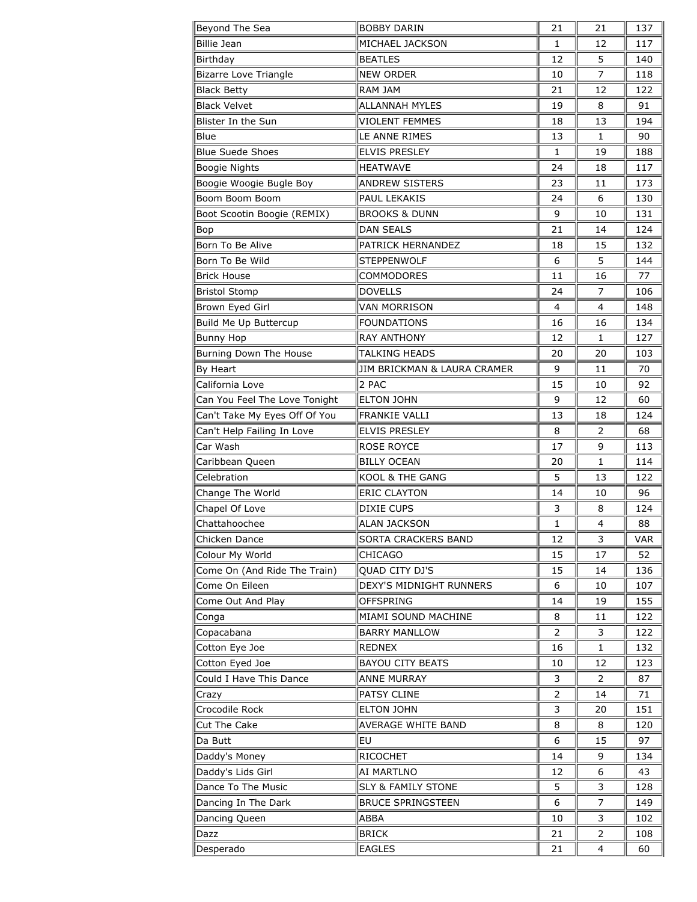| Beyond The Sea | BOBBY DARIN | 21 | 21 | 137 |
|---|---|---|---|---|
| Billie Jean | MICHAEL JACKSON | 1 | 12 | 117 |
| Birthday | BEATLES | 12 | 5 | 140 |
| Bizarre Love Triangle | NEW ORDER | 10 | 7 | 118 |
| Black Betty | RAM JAM | 21 | 12 | 122 |
| Black Velvet | ALLANNAH MYLES | 19 | 8 | 91 |
| Blister In the Sun | VIOLENT FEMMES | 18 | 13 | 194 |
| Blue | LE ANNE RIMES | 13 | 1 | 90 |
| Blue Suede Shoes | ELVIS PRESLEY | 1 | 19 | 188 |
| Boogie Nights | HEATWAVE | 24 | 18 | 117 |
| Boogie Woogie Bugle Boy | ANDREW SISTERS | 23 | 11 | 173 |
| Boom Boom Boom | PAUL LEKAKIS | 24 | 6 | 130 |
| Boot Scootin Boogie (REMIX) | BROOKS & DUNN | 9 | 10 | 131 |
| Bop | DAN SEALS | 21 | 14 | 124 |
| Born To Be Alive | PATRICK HERNANDEZ | 18 | 15 | 132 |
| Born To Be Wild | STEPPENWOLF | 6 | 5 | 144 |
| Brick House | COMMODORES | 11 | 16 | 77 |
| Bristol Stomp | DOVELLS | 24 | 7 | 106 |
| Brown Eyed Girl | VAN MORRISON | 4 | 4 | 148 |
| Build Me Up Buttercup | FOUNDATIONS | 16 | 16 | 134 |
| Bunny Hop | RAY ANTHONY | 12 | 1 | 127 |
| Burning Down The House | TALKING HEADS | 20 | 20 | 103 |
| By Heart | JIM BRICKMAN & LAURA CRAMER | 9 | 11 | 70 |
| California Love | 2 PAC | 15 | 10 | 92 |
| Can You Feel The Love Tonight | ELTON JOHN | 9 | 12 | 60 |
| Can't Take My Eyes Off Of You | FRANKIE VALLI | 13 | 18 | 124 |
| Can't Help Failing In Love | ELVIS PRESLEY | 8 | 2 | 68 |
| Car Wash | ROSE ROYCE | 17 | 9 | 113 |
| Caribbean Queen | BILLY OCEAN | 20 | 1 | 114 |
| Celebration | KOOL & THE GANG | 5 | 13 | 122 |
| Change The World | ERIC CLAYTON | 14 | 10 | 96 |
| Chapel Of Love | DIXIE CUPS | 3 | 8 | 124 |
| Chattahoochee | ALAN JACKSON | 1 | 4 | 88 |
| Chicken Dance | SORTA CRACKERS BAND | 12 | 3 | VAR |
| Colour My World | CHICAGO | 15 | 17 | 52 |
| Come On (And Ride The Train) | QUAD CITY DJ'S | 15 | 14 | 136 |
| Come On Eileen | DEXY'S MIDNIGHT RUNNERS | 6 | 10 | 107 |
| Come Out And Play | OFFSPRING | 14 | 19 | 155 |
| Conga | MIAMI SOUND MACHINE | 8 | 11 | 122 |
| Copacabana | BARRY MANLLOW | 2 | 3 | 122 |
| Cotton Eye Joe | REDNEX | 16 | 1 | 132 |
| Cotton Eyed Joe | BAYOU CITY BEATS | 10 | 12 | 123 |
| Could I Have This Dance | ANNE MURRAY | 3 | 2 | 87 |
| Crazy | PATSY CLINE | 2 | 14 | 71 |
| Crocodile Rock | ELTON JOHN | 3 | 20 | 151 |
| Cut The Cake | AVERAGE WHITE BAND | 8 | 8 | 120 |
| Da Butt | EU | 6 | 15 | 97 |
| Daddy's Money | RICOCHET | 14 | 9 | 134 |
| Daddy's Lids Girl | AI MARTLNO | 12 | 6 | 43 |
| Dance To The Music | SLY & FAMILY STONE | 5 | 3 | 128 |
| Dancing In The Dark | BRUCE SPRINGSTEEN | 6 | 7 | 149 |
| Dancing Queen | ABBA | 10 | 3 | 102 |
| Dazz | BRICK | 21 | 2 | 108 |
| Desperado | EAGLES | 21 | 4 | 60 |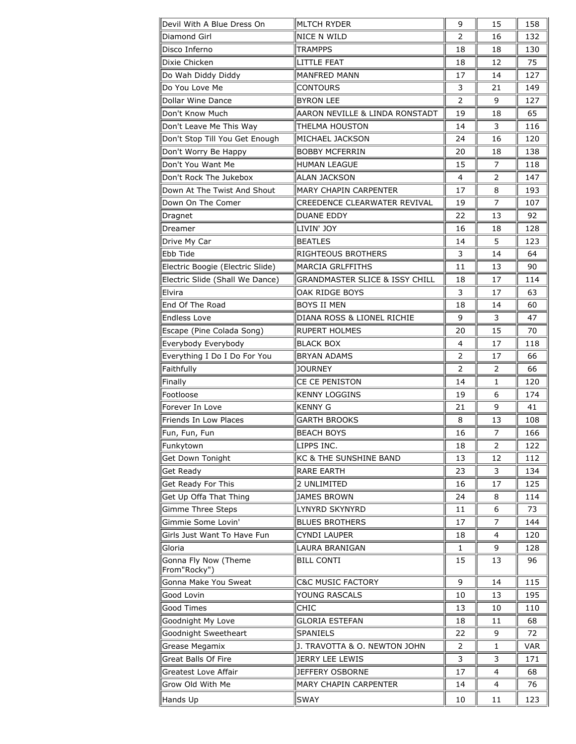| | | | | |
|---|---|---|---|---|
| Devil With A Blue Dress On | MLTCH RYDER | 9 | 15 | 158 |
| Diamond Girl | NICE N WILD | 2 | 16 | 132 |
| Disco Inferno | TRAMPPS | 18 | 18 | 130 |
| Dixie Chicken | LITTLE FEAT | 18 | 12 | 75 |
| Do Wah Diddy Diddy | MANFRED MANN | 17 | 14 | 127 |
| Do You Love Me | CONTOURS | 3 | 21 | 149 |
| Dollar Wine Dance | BYRON LEE | 2 | 9 | 127 |
| Don't Know Much | AARON NEVILLE & LINDA RONSTADT | 19 | 18 | 65 |
| Don't Leave Me This Way | THELMA HOUSTON | 14 | 3 | 116 |
| Don't Stop Till You Get Enough | MICHAEL JACKSON | 24 | 16 | 120 |
| Don't Worry Be Happy | BOBBY MCFERRIN | 20 | 18 | 138 |
| Don't You Want Me | HUMAN LEAGUE | 15 | 7 | 118 |
| Don't Rock The Jukebox | ALAN JACKSON | 4 | 2 | 147 |
| Down At The Twist And Shout | MARY CHAPIN CARPENTER | 17 | 8 | 193 |
| Down On The Comer | CREEDENCE CLEARWATER REVIVAL | 19 | 7 | 107 |
| Dragnet | DUANE EDDY | 22 | 13 | 92 |
| Dreamer | LIVIN' JOY | 16 | 18 | 128 |
| Drive My Car | BEATLES | 14 | 5 | 123 |
| Ebb Tide | RIGHTEOUS BROTHERS | 3 | 14 | 64 |
| Electric Boogie (Electric Slide) | MARCIA GRLFFITHS | 11 | 13 | 90 |
| Electric Slide (Shall We Dance) | GRANDMASTER SLICE & ISSY CHILL | 18 | 17 | 114 |
| Elvira | OAK RIDGE BOYS | 3 | 17 | 63 |
| End Of The Road | BOYS II MEN | 18 | 14 | 60 |
| Endless Love | DIANA ROSS & LIONEL RICHIE | 9 | 3 | 47 |
| Escape (Pine Colada Song) | RUPERT HOLMES | 20 | 15 | 70 |
| Everybody Everybody | BLACK BOX | 4 | 17 | 118 |
| Everything I Do I Do For You | BRYAN ADAMS | 2 | 17 | 66 |
| Faithfully | JOURNEY | 2 | 2 | 66 |
| Finally | CE CE PENISTON | 14 | 1 | 120 |
| Footloose | KENNY LOGGINS | 19 | 6 | 174 |
| Forever In Love | KENNY G | 21 | 9 | 41 |
| Friends In Low Places | GARTH BROOKS | 8 | 13 | 108 |
| Fun, Fun, Fun | BEACH BOYS | 16 | 7 | 166 |
| Funkytown | LIPPS INC. | 18 | 2 | 122 |
| Get Down Tonight | KC & THE SUNSHINE BAND | 13 | 12 | 112 |
| Get Ready | RARE EARTH | 23 | 3 | 134 |
| Get Ready For This | 2 UNLIMITED | 16 | 17 | 125 |
| Get Up Offa That Thing | JAMES BROWN | 24 | 8 | 114 |
| Gimme Three Steps | LYNYRD SKYNYRD | 11 | 6 | 73 |
| Gimmie Some Lovin' | BLUES BROTHERS | 17 | 7 | 144 |
| Girls Just Want To Have Fun | CYNDI LAUPER | 18 | 4 | 120 |
| Gloria | LAURA BRANIGAN | 1 | 9 | 128 |
| Gonna Fly Now (Theme From"Rocky") | BILL CONTI | 15 | 13 | 96 |
| Gonna Make You Sweat | C&C MUSIC FACTORY | 9 | 14 | 115 |
| Good Lovin | YOUNG RASCALS | 10 | 13 | 195 |
| Good Times | CHIC | 13 | 10 | 110 |
| Goodnight My Love | GLORIA ESTEFAN | 18 | 11 | 68 |
| Goodnight Sweetheart | SPANIELS | 22 | 9 | 72 |
| Grease Megamix | J. TRAVOTTA & O. NEWTON JOHN | 2 | 1 | VAR |
| Great Balls Of Fire | JERRY LEE LEWIS | 3 | 3 | 171 |
| Greatest Love Affair | JEFFERY OSBORNE | 17 | 4 | 68 |
| Grow Old With Me | MARY CHAPIN CARPENTER | 14 | 4 | 76 |
| Hands Up | SWAY | 10 | 11 | 123 |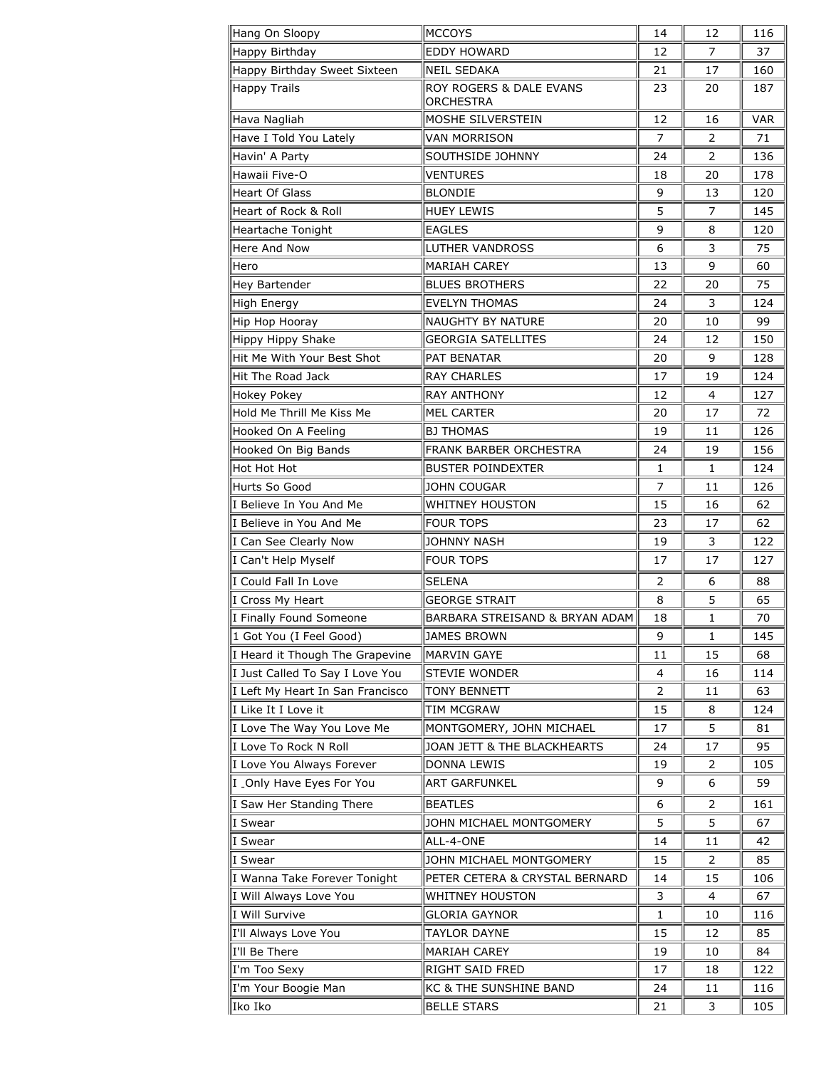| | | | | |
|---|---|---|---|---|
| Hang On Sloopy | MCCOYS | 14 | 12 | 116 |
| Happy Birthday | EDDY HOWARD | 12 | 7 | 37 |
| Happy Birthday Sweet Sixteen | NEIL SEDAKA | 21 | 17 | 160 |
| Happy Trails | ROY ROGERS & DALE EVANS ORCHESTRA | 23 | 20 | 187 |
| Hava Nagliah | MOSHE SILVERSTEIN | 12 | 16 | VAR |
| Have I Told You Lately | VAN MORRISON | 7 | 2 | 71 |
| Havin' A Party | SOUTHSIDE JOHNNY | 24 | 2 | 136 |
| Hawaii Five-O | VENTURES | 18 | 20 | 178 |
| Heart Of Glass | BLONDIE | 9 | 13 | 120 |
| Heart of Rock & Roll | HUEY LEWIS | 5 | 7 | 145 |
| Heartache Tonight | EAGLES | 9 | 8 | 120 |
| Here And Now | LUTHER VANDROSS | 6 | 3 | 75 |
| Hero | MARIAH CAREY | 13 | 9 | 60 |
| Hey Bartender | BLUES BROTHERS | 22 | 20 | 75 |
| High Energy | EVELYN THOMAS | 24 | 3 | 124 |
| Hip Hop Hooray | NAUGHTY BY NATURE | 20 | 10 | 99 |
| Hippy Hippy Shake | GEORGIA SATELLITES | 24 | 12 | 150 |
| Hit Me With Your Best Shot | PAT BENATAR | 20 | 9 | 128 |
| Hit The Road Jack | RAY CHARLES | 17 | 19 | 124 |
| Hokey Pokey | RAY ANTHONY | 12 | 4 | 127 |
| Hold Me Thrill Me Kiss Me | MEL CARTER | 20 | 17 | 72 |
| Hooked On A Feeling | BJ THOMAS | 19 | 11 | 126 |
| Hooked On Big Bands | FRANK BARBER ORCHESTRA | 24 | 19 | 156 |
| Hot Hot Hot | BUSTER POINDEXTER | 1 | 1 | 124 |
| Hurts So Good | JOHN COUGAR | 7 | 11 | 126 |
| I Believe In You And Me | WHITNEY HOUSTON | 15 | 16 | 62 |
| I Believe in You And Me | FOUR TOPS | 23 | 17 | 62 |
| I Can See Clearly Now | JOHNNY NASH | 19 | 3 | 122 |
| I Can't Help Myself | FOUR TOPS | 17 | 17 | 127 |
| I Could Fall In Love | SELENA | 2 | 6 | 88 |
| I Cross My Heart | GEORGE STRAIT | 8 | 5 | 65 |
| I Finally Found Someone | BARBARA STREISAND & BRYAN ADAM | 18 | 1 | 70 |
| 1 Got You (I Feel Good) | JAMES BROWN | 9 | 1 | 145 |
| I Heard it Though The Grapevine | MARVIN GAYE | 11 | 15 | 68 |
| I Just Called To Say I Love You | STEVIE WONDER | 4 | 16 | 114 |
| I Left My Heart In San Francisco | TONY BENNETT | 2 | 11 | 63 |
| I Like It I Love it | TIM MCGRAW | 15 | 8 | 124 |
| I Love The Way You Love Me | MONTGOMERY, JOHN MICHAEL | 17 | 5 | 81 |
| I Love To Rock N Roll | JOAN JETT & THE BLACKHEARTS | 24 | 17 | 95 |
| I Love You Always Forever | DONNA LEWIS | 19 | 2 | 105 |
| I _Only Have Eyes For You | ART GARFUNKEL | 9 | 6 | 59 |
| I Saw Her Standing There | BEATLES | 6 | 2 | 161 |
| I Swear | JOHN MICHAEL MONTGOMERY | 5 | 5 | 67 |
| I Swear | ALL-4-ONE | 14 | 11 | 42 |
| I Swear | JOHN MICHAEL MONTGOMERY | 15 | 2 | 85 |
| I Wanna Take Forever Tonight | PETER CETERA & CRYSTAL BERNARD | 14 | 15 | 106 |
| I Will Always Love You | WHITNEY HOUSTON | 3 | 4 | 67 |
| I Will Survive | GLORIA GAYNOR | 1 | 10 | 116 |
| I'll Always Love You | TAYLOR DAYNE | 15 | 12 | 85 |
| I'll Be There | MARIAH CAREY | 19 | 10 | 84 |
| I'm Too Sexy | RIGHT SAID FRED | 17 | 18 | 122 |
| I'm Your Boogie Man | KC & THE SUNSHINE BAND | 24 | 11 | 116 |
| Iko Iko | BELLE STARS | 21 | 3 | 105 |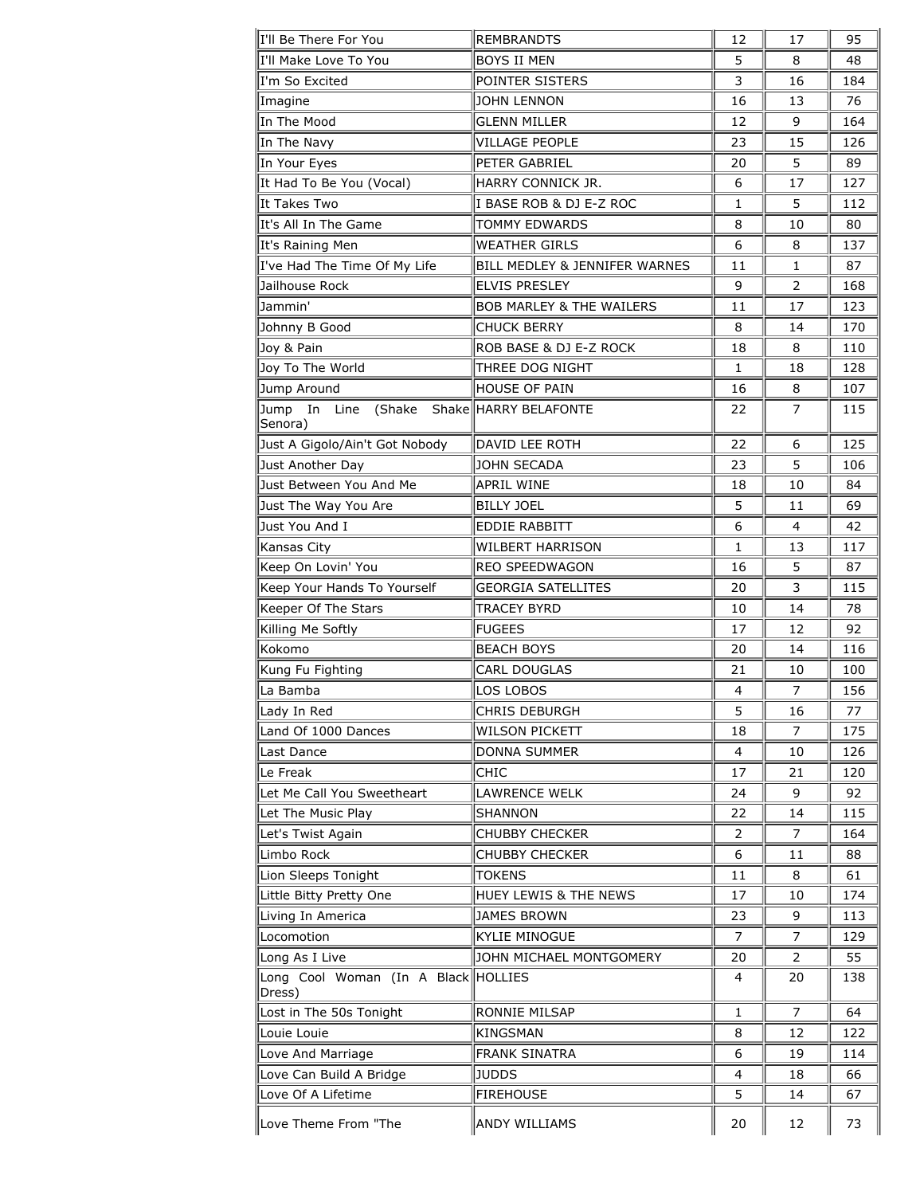| | | | | |
|---|---|---|---|---|
| I'll Be There For You | REMBRANDTS | 12 | 17 | 95 |
| I'll Make Love To You | BOYS II MEN | 5 | 8 | 48 |
| I'm So Excited | POINTER SISTERS | 3 | 16 | 184 |
| Imagine | JOHN LENNON | 16 | 13 | 76 |
| In The Mood | GLENN MILLER | 12 | 9 | 164 |
| In The Navy | VILLAGE PEOPLE | 23 | 15 | 126 |
| In Your Eyes | PETER GABRIEL | 20 | 5 | 89 |
| It Had To Be You (Vocal) | HARRY CONNICK JR. | 6 | 17 | 127 |
| It Takes Two | I BASE ROB & DJ E-Z ROC | 1 | 5 | 112 |
| It's All In The Game | TOMMY EDWARDS | 8 | 10 | 80 |
| It's Raining Men | WEATHER GIRLS | 6 | 8 | 137 |
| I've Had The Time Of My Life | BILL MEDLEY & JENNIFER WARNES | 11 | 1 | 87 |
| Jailhouse Rock | ELVIS PRESLEY | 9 | 2 | 168 |
| Jammin' | BOB MARLEY & THE WAILERS | 11 | 17 | 123 |
| Johnny B Good | CHUCK BERRY | 8 | 14 | 170 |
| Joy & Pain | ROB BASE & DJ E-Z ROCK | 18 | 8 | 110 |
| Joy To The World | THREE DOG NIGHT | 1 | 18 | 128 |
| Jump Around | HOUSE OF PAIN | 16 | 8 | 107 |
| Jump In Line (Shake Shake Senora) | HARRY BELAFONTE | 22 | 7 | 115 |
| Just A Gigolo/Ain't Got Nobody | DAVID LEE ROTH | 22 | 6 | 125 |
| Just Another Day | JOHN SECADA | 23 | 5 | 106 |
| Just Between You And Me | APRIL WINE | 18 | 10 | 84 |
| Just The Way You Are | BILLY JOEL | 5 | 11 | 69 |
| Just You And I | EDDIE RABBITT | 6 | 4 | 42 |
| Kansas City | WILBERT HARRISON | 1 | 13 | 117 |
| Keep On Lovin' You | REO SPEEDWAGON | 16 | 5 | 87 |
| Keep Your Hands To Yourself | GEORGIA SATELLITES | 20 | 3 | 115 |
| Keeper Of The Stars | TRACEY BYRD | 10 | 14 | 78 |
| Killing Me Softly | FUGEES | 17 | 12 | 92 |
| Kokomo | BEACH BOYS | 20 | 14 | 116 |
| Kung Fu Fighting | CARL DOUGLAS | 21 | 10 | 100 |
| La Bamba | LOS LOBOS | 4 | 7 | 156 |
| Lady In Red | CHRIS DEBURGH | 5 | 16 | 77 |
| Land Of 1000 Dances | WILSON PICKETT | 18 | 7 | 175 |
| Last Dance | DONNA SUMMER | 4 | 10 | 126 |
| Le Freak | CHIC | 17 | 21 | 120 |
| Let Me Call You Sweetheart | LAWRENCE WELK | 24 | 9 | 92 |
| Let The Music Play | SHANNON | 22 | 14 | 115 |
| Let's Twist Again | CHUBBY CHECKER | 2 | 7 | 164 |
| Limbo Rock | CHUBBY CHECKER | 6 | 11 | 88 |
| Lion Sleeps Tonight | TOKENS | 11 | 8 | 61 |
| Little Bitty Pretty One | HUEY LEWIS & THE NEWS | 17 | 10 | 174 |
| Living In America | JAMES BROWN | 23 | 9 | 113 |
| Locomotion | KYLIE MINOGUE | 7 | 7 | 129 |
| Long As I Live | JOHN MICHAEL MONTGOMERY | 20 | 2 | 55 |
| Long Cool Woman (In A Black Dress) | HOLLIES | 4 | 20 | 138 |
| Lost in The 50s Tonight | RONNIE MILSAP | 1 | 7 | 64 |
| Louie Louie | KINGSMAN | 8 | 12 | 122 |
| Love And Marriage | FRANK SINATRA | 6 | 19 | 114 |
| Love Can Build A Bridge | JUDDS | 4 | 18 | 66 |
| Love Of A Lifetime | FIREHOUSE | 5 | 14 | 67 |
| Love Theme From "The | ANDY WILLIAMS | 20 | 12 | 73 |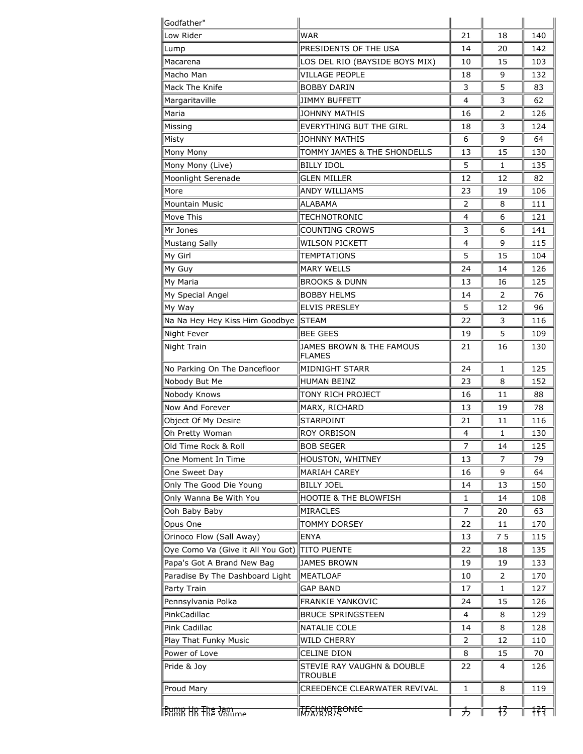| | | | | |
|---|---|---|---|---|
| Godfather" | | | | |
| Low Rider | WAR | 21 | 18 | 140 |
| Lump | PRESIDENTS OF THE USA | 14 | 20 | 142 |
| Macarena | LOS DEL RIO (BAYSIDE BOYS MIX) | 10 | 15 | 103 |
| Macho Man | VILLAGE PEOPLE | 18 | 9 | 132 |
| Mack The Knife | BOBBY DARIN | 3 | 5 | 83 |
| Margaritaville | JIMMY BUFFETT | 4 | 3 | 62 |
| Maria | JOHNNY MATHIS | 16 | 2 | 126 |
| Missing | EVERYTHING BUT THE GIRL | 18 | 3 | 124 |
| Misty | JOHNNY MATHIS | 6 | 9 | 64 |
| Mony Mony | TOMMY JAMES & THE SHONDELLS | 13 | 15 | 130 |
| Mony Mony (Live) | BILLY IDOL | 5 | 1 | 135 |
| Moonlight Serenade | GLEN MILLER | 12 | 12 | 82 |
| More | ANDY WILLIAMS | 23 | 19 | 106 |
| Mountain Music | ALABAMA | 2 | 8 | 111 |
| Move This | TECHNOTRONIC | 4 | 6 | 121 |
| Mr Jones | COUNTING CROWS | 3 | 6 | 141 |
| Mustang Sally | WILSON PICKETT | 4 | 9 | 115 |
| My Girl | TEMPTATIONS | 5 | 15 | 104 |
| My Guy | MARY WELLS | 24 | 14 | 126 |
| My Maria | BROOKS & DUNN | 13 | I6 | 125 |
| My Special Angel | BOBBY HELMS | 14 | 2 | 76 |
| My Way | ELVIS PRESLEY | 5 | 12 | 96 |
| Na Na Hey Hey Kiss Him Goodbye | STEAM | 22 | 3 | 116 |
| Night Fever | BEE GEES | 19 | 5 | 109 |
| Night Train | JAMES BROWN & THE FAMOUS FLAMES | 21 | 16 | 130 |
| No Parking On The Dancefloor | MIDNIGHT STARR | 24 | 1 | 125 |
| Nobody But Me | HUMAN BEINZ | 23 | 8 | 152 |
| Nobody Knows | TONY RICH PROJECT | 16 | 11 | 88 |
| Now And Forever | MARX, RICHARD | 13 | 19 | 78 |
| Object Of My Desire | STARPOINT | 21 | 11 | 116 |
| Oh Pretty Woman | ROY ORBISON | 4 | 1 | 130 |
| Old Time Rock & Roll | BOB SEGER | 7 | 14 | 125 |
| One Moment In Time | HOUSTON, WHITNEY | 13 | 7 | 79 |
| One Sweet Day | MARIAH CAREY | 16 | 9 | 64 |
| Only The Good Die Young | BILLY JOEL | 14 | 13 | 150 |
| Only Wanna Be With You | HOOTIE & THE BLOWFISH | 1 | 14 | 108 |
| Ooh Baby Baby | MIRACLES | 7 | 20 | 63 |
| Opus One | TOMMY DORSEY | 22 | 11 | 170 |
| Orinoco Flow (Sall Away) | ENYA | 13 | 7 5 | 115 |
| Oye Como Va (Give it All You Got) | TITO PUENTE | 22 | 18 | 135 |
| Papa's Got A Brand New Bag | JAMES BROWN | 19 | 19 | 133 |
| Paradise By The Dashboard Light | MEATLOAF | 10 | 2 | 170 |
| Party Train | GAP BAND | 17 | 1 | 127 |
| Pennsylvania Polka | FRANKIE YANKOVIC | 24 | 15 | 126 |
| PinkCadillac | BRUCE SPRINGSTEEN | 4 | 8 | 129 |
| Pink Cadillac | NATALIE COLE | 14 | 8 | 128 |
| Play That Funky Music | WILD CHERRY | 2 | 12 | 110 |
| Power of Love | CELINE DION | 8 | 15 | 70 |
| Pride & Joy | STEVIE RAY VAUGHN & DOUBLE TROUBLE | 22 | 4 | 126 |
| Proud Mary | CREEDENCE CLEARWATER REVIVAL | 1 | 8 | 119 |
| Pump Up The Jam | TECHNOTRONIC | 1 | 17 | 125 |
| Pump Up The Volume | M/A/R/R/S | 22 | 12 | 113 |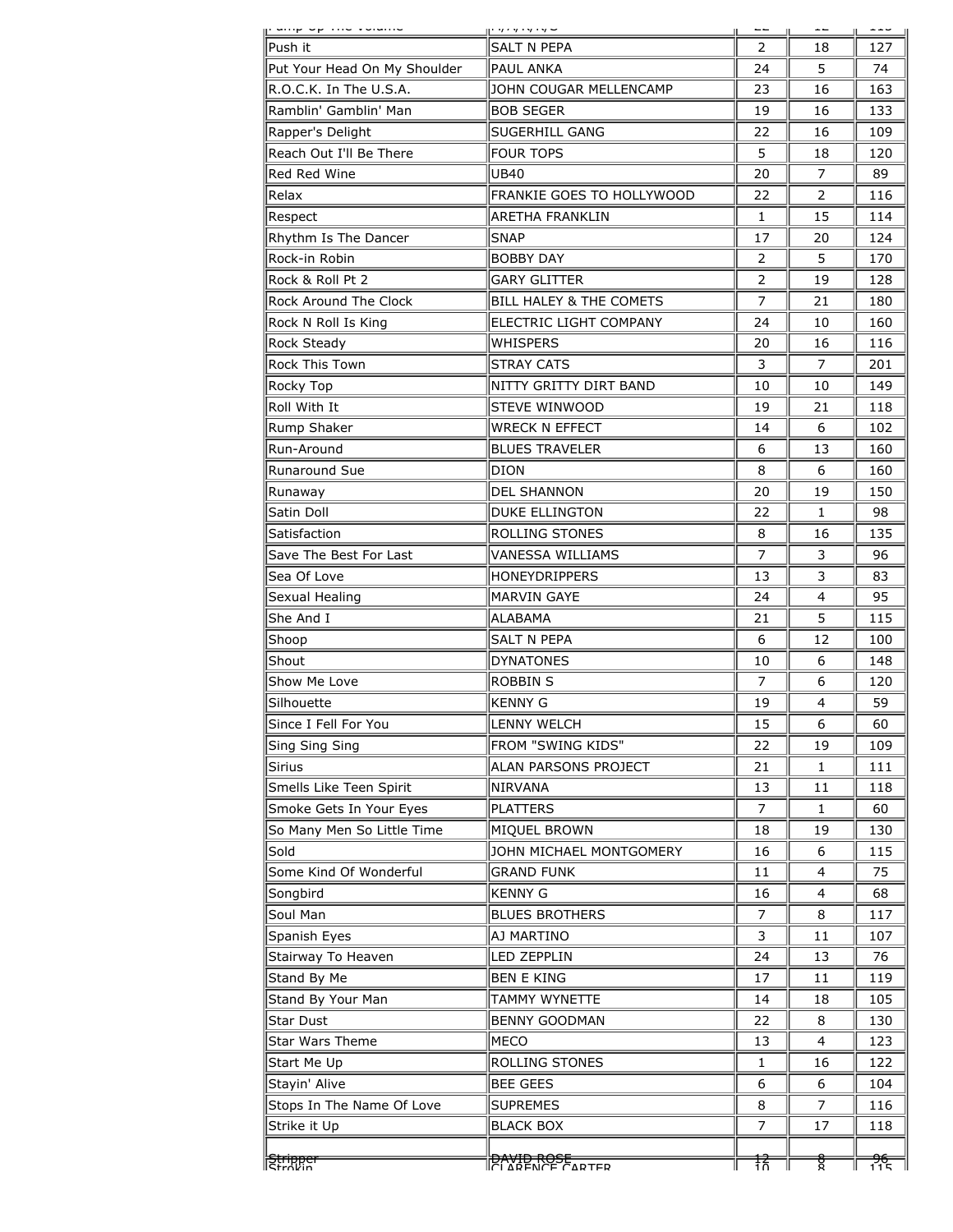| Pump Up The Volume | M/A/R/R/S | 22 | 12 | 115 |
|---|---|---|---|---|
| Push it | SALT N PEPA | 2 | 18 | 127 |
| Put Your Head On My Shoulder | PAUL ANKA | 24 | 5 | 74 |
| R.O.C.K. In The U.S.A. | JOHN COUGAR MELLENCAMP | 23 | 16 | 163 |
| Ramblin' Gamblin' Man | BOB SEGER | 19 | 16 | 133 |
| Rapper's Delight | SUGERHILL GANG | 22 | 16 | 109 |
| Reach Out I'll Be There | FOUR TOPS | 5 | 18 | 120 |
| Red Red Wine | UB40 | 20 | 7 | 89 |
| Relax | FRANKIE GOES TO HOLLYWOOD | 22 | 2 | 116 |
| Respect | ARETHA FRANKLIN | 1 | 15 | 114 |
| Rhythm Is The Dancer | SNAP | 17 | 20 | 124 |
| Rock-in Robin | BOBBY DAY | 2 | 5 | 170 |
| Rock & Roll Pt 2 | GARY GLITTER | 2 | 19 | 128 |
| Rock Around The Clock | BILL HALEY & THE COMETS | 7 | 21 | 180 |
| Rock N Roll Is King | ELECTRIC LIGHT COMPANY | 24 | 10 | 160 |
| Rock Steady | WHISPERS | 20 | 16 | 116 |
| Rock This Town | STRAY CATS | 3 | 7 | 201 |
| Rocky Top | NITTY GRITTY DIRT BAND | 10 | 10 | 149 |
| Roll With It | STEVE WINWOOD | 19 | 21 | 118 |
| Rump Shaker | WRECK N EFFECT | 14 | 6 | 102 |
| Run-Around | BLUES TRAVELER | 6 | 13 | 160 |
| Runaround Sue | DION | 8 | 6 | 160 |
| Runaway | DEL SHANNON | 20 | 19 | 150 |
| Satin Doll | DUKE ELLINGTON | 22 | 1 | 98 |
| Satisfaction | ROLLING STONES | 8 | 16 | 135 |
| Save The Best For Last | VANESSA WILLIAMS | 7 | 3 | 96 |
| Sea Of Love | HONEYDRIPPERS | 13 | 3 | 83 |
| Sexual Healing | MARVIN GAYE | 24 | 4 | 95 |
| She And I | ALABAMA | 21 | 5 | 115 |
| Shoop | SALT N PEPA | 6 | 12 | 100 |
| Shout | DYNATONES | 10 | 6 | 148 |
| Show Me Love | ROBBIN S | 7 | 6 | 120 |
| Silhouette | KENNY G | 19 | 4 | 59 |
| Since I Fell For You | LENNY WELCH | 15 | 6 | 60 |
| Sing Sing Sing | FROM "SWING KIDS" | 22 | 19 | 109 |
| Sirius | ALAN PARSONS PROJECT | 21 | 1 | 111 |
| Smells Like Teen Spirit | NIRVANA | 13 | 11 | 118 |
| Smoke Gets In Your Eyes | PLATTERS | 7 | 1 | 60 |
| So Many Men So Little Time | MIQUEL BROWN | 18 | 19 | 130 |
| Sold | JOHN MICHAEL MONTGOMERY | 16 | 6 | 115 |
| Some Kind Of Wonderful | GRAND FUNK | 11 | 4 | 75 |
| Songbird | KENNY G | 16 | 4 | 68 |
| Soul Man | BLUES BROTHERS | 7 | 8 | 117 |
| Spanish Eyes | AJ MARTINO | 3 | 11 | 107 |
| Stairway To Heaven | LED ZEPPLIN | 24 | 13 | 76 |
| Stand By Me | BEN E KING | 17 | 11 | 119 |
| Stand By Your Man | TAMMY WYNETTE | 14 | 18 | 105 |
| Star Dust | BENNY GOODMAN | 22 | 8 | 130 |
| Star Wars Theme | MECO | 13 | 4 | 123 |
| Start Me Up | ROLLING STONES | 1 | 16 | 122 |
| Stayin' Alive | BEE GEES | 6 | 6 | 104 |
| Stops In The Name Of Love | SUPREMES | 8 | 7 | 116 |
| Strike it Up | BLACK BOX | 7 | 17 | 118 |
| Stripper | DAVID ROSE | 12 | 8 | 96 |
| Strokin | CLARENCE CARTER | 10 | 8 | 115 |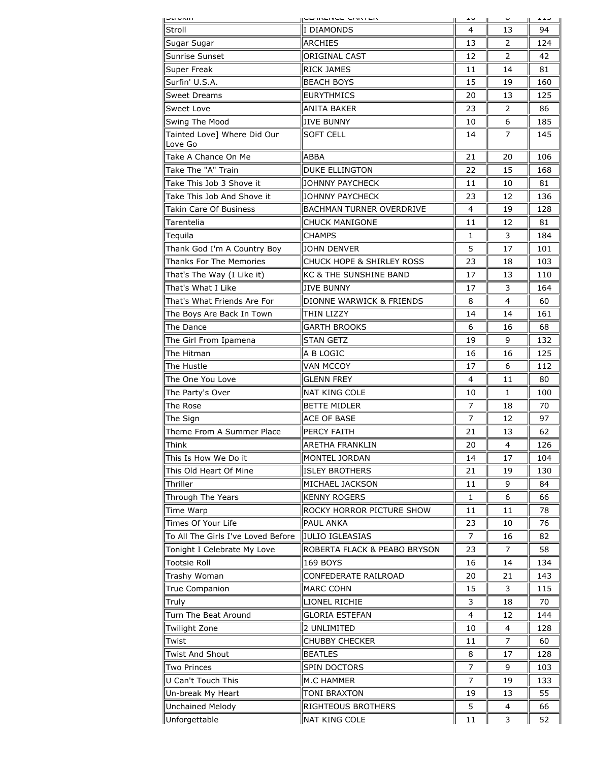| Strokin | CLARENCE CARTER | 10 | 8 | 115 |
|---|---|---|---|---|
| Stroll | I DIAMONDS | 4 | 13 | 94 |
| Sugar Sugar | ARCHIES | 13 | 2 | 124 |
| Sunrise Sunset | ORIGINAL CAST | 12 | 2 | 42 |
| Super Freak | RICK JAMES | 11 | 14 | 81 |
| Surfin' U.S.A. | BEACH BOYS | 15 | 19 | 160 |
| Sweet Dreams | EURYTHMICS | 20 | 13 | 125 |
| Sweet Love | ANITA BAKER | 23 | 2 | 86 |
| Swing The Mood | JIVE BUNNY | 10 | 6 | 185 |
| Tainted Love] Where Did Our Love Go | SOFT CELL | 14 | 7 | 145 |
| Take A Chance On Me | ABBA | 21 | 20 | 106 |
| Take The "A" Train | DUKE ELLINGTON | 22 | 15 | 168 |
| Take This Job 3 Shove it | JOHNNY PAYCHECK | 11 | 10 | 81 |
| Take This Job And Shove it | JOHNNY PAYCHECK | 23 | 12 | 136 |
| Takin Care Of Business | BACHMAN TURNER OVERDRIVE | 4 | 19 | 128 |
| Tarentelia | CHUCK MANIGONE | 11 | 12 | 81 |
| Tequila | CHAMPS | 1 | 3 | 184 |
| Thank God I'm A Country Boy | JOHN DENVER | 5 | 17 | 101 |
| Thanks For The Memories | CHUCK HOPE & SHIRLEY ROSS | 23 | 18 | 103 |
| That's The Way (I Like it) | KC & THE SUNSHINE BAND | 17 | 13 | 110 |
| That's What I Like | JIVE BUNNY | 17 | 3 | 164 |
| That's What Friends Are For | DIONNE WARWICK & FRIENDS | 8 | 4 | 60 |
| The Boys Are Back In Town | THIN LIZZY | 14 | 14 | 161 |
| The Dance | GARTH BROOKS | 6 | 16 | 68 |
| The Girl From Ipamena | STAN GETZ | 19 | 9 | 132 |
| The Hitman | A B LOGIC | 16 | 16 | 125 |
| The Hustle | VAN MCCOY | 17 | 6 | 112 |
| The One You Love | GLENN FREY | 4 | 11 | 80 |
| The Party's Over | NAT KING COLE | 10 | 1 | 100 |
| The Rose | BETTE MIDLER | 7 | 18 | 70 |
| The Sign | ACE OF BASE | 7 | 12 | 97 |
| Theme From A Summer Place | PERCY FAITH | 21 | 13 | 62 |
| Think | ARETHA FRANKLIN | 20 | 4 | 126 |
| This Is How We Do it | MONTEL JORDAN | 14 | 17 | 104 |
| This Old Heart Of Mine | ISLEY BROTHERS | 21 | 19 | 130 |
| Thriller | MICHAEL JACKSON | 11 | 9 | 84 |
| Through The Years | KENNY ROGERS | 1 | 6 | 66 |
| Time Warp | ROCKY HORROR PICTURE SHOW | 11 | 11 | 78 |
| Times Of Your Life | PAUL ANKA | 23 | 10 | 76 |
| To All The Girls I've Loved Before | JULIO IGLEASIAS | 7 | 16 | 82 |
| Tonight I Celebrate My Love | ROBERTA FLACK & PEABO BRYSON | 23 | 7 | 58 |
| Tootsie Roll | 169 BOYS | 16 | 14 | 134 |
| Trashy Woman | CONFEDERATE RAILROAD | 20 | 21 | 143 |
| True Companion | MARC COHN | 15 | 3 | 115 |
| Truly | LIONEL RICHIE | 3 | 18 | 70 |
| Turn The Beat Around | GLORIA ESTEFAN | 4 | 12 | 144 |
| Twilight Zone | 2 UNLIMITED | 10 | 4 | 128 |
| Twist | CHUBBY CHECKER | 11 | 7 | 60 |
| Twist And Shout | BEATLES | 8 | 17 | 128 |
| Two Princes | SPIN DOCTORS | 7 | 9 | 103 |
| U Can't Touch This | M.C HAMMER | 7 | 19 | 133 |
| Un-break My Heart | TONI BRAXTON | 19 | 13 | 55 |
| Unchained Melody | RIGHTEOUS BROTHERS | 5 | 4 | 66 |
| Unforgettable | NAT KING COLE | 11 | 3 | 52 |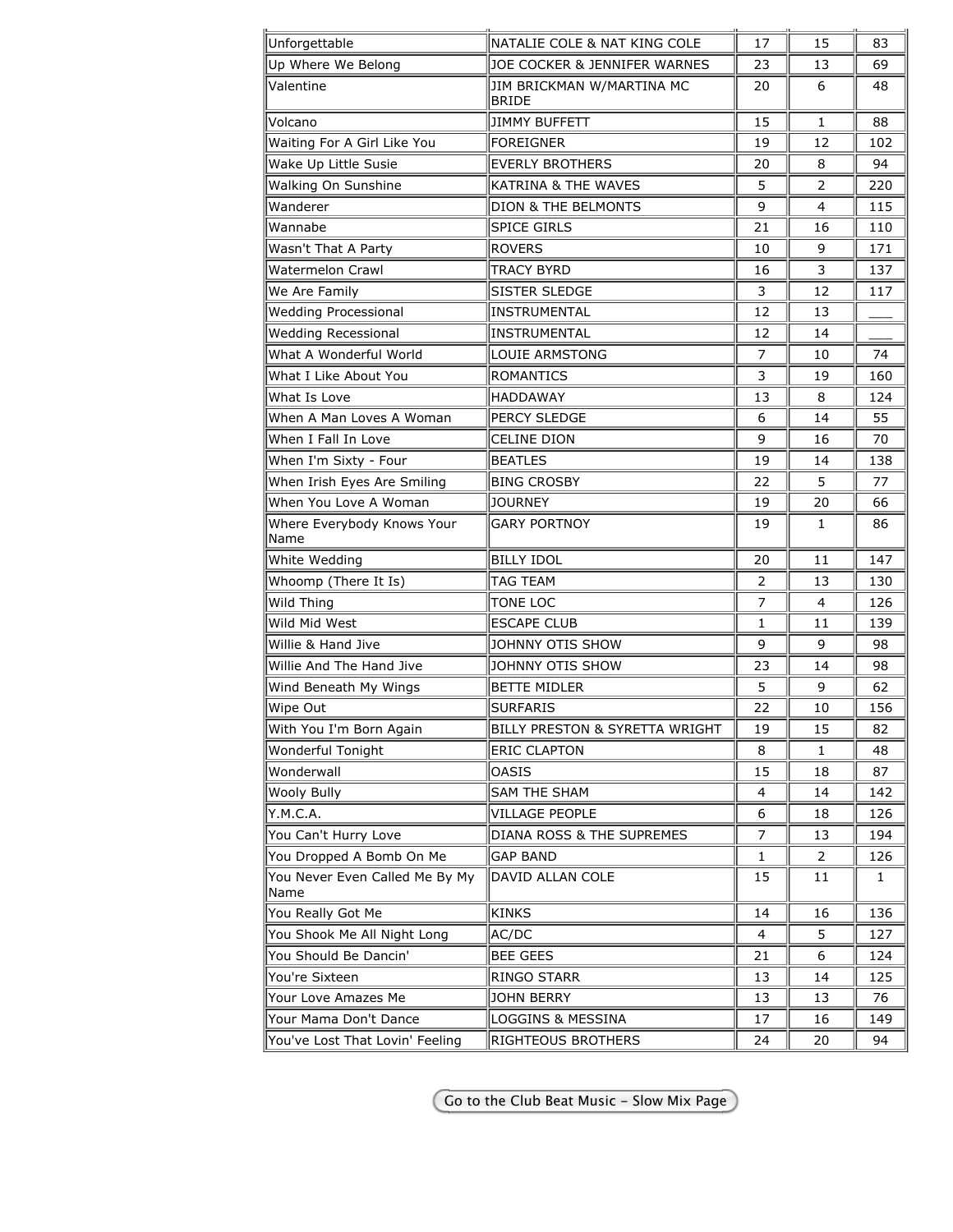| | | | | |
|---|---|---|---|---|
| Unforgettable | NATALIE COLE & NAT KING COLE | 17 | 15 | 83 |
| Up Where We Belong | JOE COCKER & JENNIFER WARNES | 23 | 13 | 69 |
| Valentine | JIM BRICKMAN W/MARTINA MC BRIDE | 20 | 6 | 48 |
| Volcano | JIMMY BUFFETT | 15 | 1 | 88 |
| Waiting For A Girl Like You | FOREIGNER | 19 | 12 | 102 |
| Wake Up Little Susie | EVERLY BROTHERS | 20 | 8 | 94 |
| Walking On Sunshine | KATRINA & THE WAVES | 5 | 2 | 220 |
| Wanderer | DION & THE BELMONTS | 9 | 4 | 115 |
| Wannabe | SPICE GIRLS | 21 | 16 | 110 |
| Wasn't That A Party | ROVERS | 10 | 9 | 171 |
| Watermelon Crawl | TRACY BYRD | 16 | 3 | 137 |
| We Are Family | SISTER SLEDGE | 3 | 12 | 117 |
| Wedding Processional | INSTRUMENTAL | 12 | 13 | ___ |
| Wedding Recessional | INSTRUMENTAL | 12 | 14 | ___ |
| What A Wonderful World | LOUIE ARMSTONG | 7 | 10 | 74 |
| What I Like About You | ROMANTICS | 3 | 19 | 160 |
| What Is Love | HADDAWAY | 13 | 8 | 124 |
| When A Man Loves A Woman | PERCY SLEDGE | 6 | 14 | 55 |
| When I Fall In Love | CELINE DION | 9 | 16 | 70 |
| When I'm Sixty - Four | BEATLES | 19 | 14 | 138 |
| When Irish Eyes Are Smiling | BING CROSBY | 22 | 5 | 77 |
| When You Love A Woman | JOURNEY | 19 | 20 | 66 |
| Where Everybody Knows Your Name | GARY PORTNOY | 19 | 1 | 86 |
| White Wedding | BILLY IDOL | 20 | 11 | 147 |
| Whoomp (There It Is) | TAG TEAM | 2 | 13 | 130 |
| Wild Thing | TONE LOC | 7 | 4 | 126 |
| Wild Mid West | ESCAPE CLUB | 1 | 11 | 139 |
| Willie & Hand Jive | JOHNNY OTIS SHOW | 9 | 9 | 98 |
| Willie And The Hand Jive | JOHNNY OTIS SHOW | 23 | 14 | 98 |
| Wind Beneath My Wings | BETTE MIDLER | 5 | 9 | 62 |
| Wipe Out | SURFARIS | 22 | 10 | 156 |
| With You I'm Born Again | BILLY PRESTON & SYRETTA WRIGHT | 19 | 15 | 82 |
| Wonderful Tonight | ERIC CLAPTON | 8 | 1 | 48 |
| Wonderwall | OASIS | 15 | 18 | 87 |
| Wooly Bully | SAM THE SHAM | 4 | 14 | 142 |
| Y.M.C.A. | VILLAGE PEOPLE | 6 | 18 | 126 |
| You Can't Hurry Love | DIANA ROSS & THE SUPREMES | 7 | 13 | 194 |
| You Dropped A Bomb On Me | GAP BAND | 1 | 2 | 126 |
| You Never Even Called Me By My Name | DAVID ALLAN COLE | 15 | 11 | 1 |
| You Really Got Me | KINKS | 14 | 16 | 136 |
| You Shook Me All Night Long | AC/DC | 4 | 5 | 127 |
| You Should Be Dancin' | BEE GEES | 21 | 6 | 124 |
| You're Sixteen | RINGO STARR | 13 | 14 | 125 |
| Your Love Amazes Me | JOHN BERRY | 13 | 13 | 76 |
| Your Mama Don't Dance | LOGGINS & MESSINA | 17 | 16 | 149 |
| You've Lost That Lovin' Feeling | RIGHTEOUS BROTHERS | 24 | 20 | 94 |

Go to the Club Beat Music - Slow Mix Page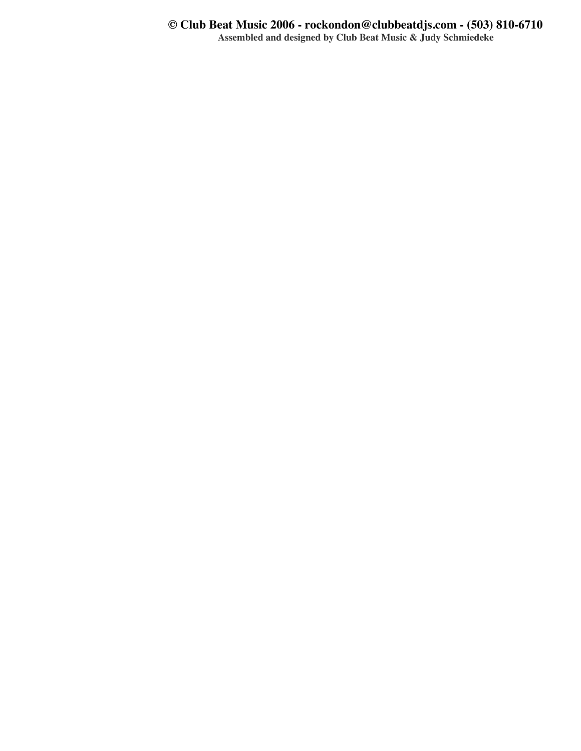**© Club Beat Music 2006 - rockondon@clubbeatdjs.com - (503) 810-6710**

**Assembled and designed by Club Beat Music & Judy Schmiedeke**